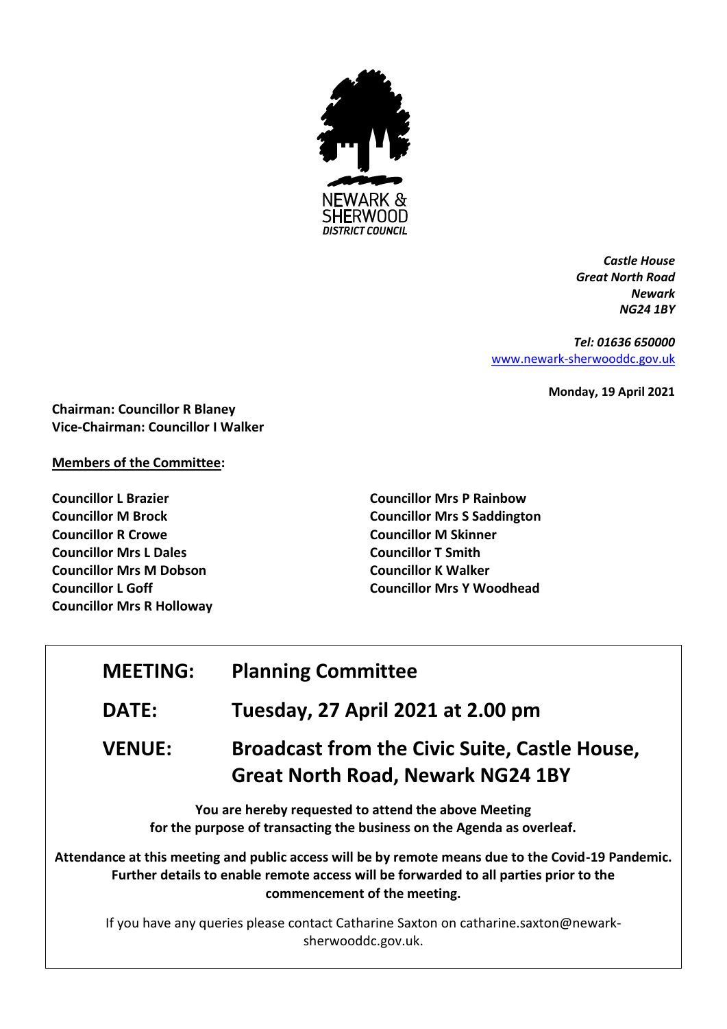NEWARK & SHERWOOD DISTRICT COUNCIL

*Castle House*
*Great North Road*
*Newark*
*NG24 1BY*

*Tel: 01636 650000*
www.newark-sherwooddc.gov.uk

**Monday, 19 April 2021**

**Chairman: Councillor R Blaney**
**Vice-Chairman: Councillor I Walker**

**Members of the Committee:**

**Councillor L Brazier**
**Councillor M Brock**
**Councillor R Crowe**
**Councillor Mrs L Dales**
**Councillor Mrs M Dobson**
**Councillor L Goff**
**Councillor Mrs R Holloway**
**Councillor Mrs P Rainbow**
**Councillor Mrs S Saddington**
**Councillor M Skinner**
**Councillor T Smith**
**Councillor K Walker**
**Councillor Mrs Y Woodhead**

| | |
|---|---|
| **MEETING:** | **Planning Committee** |
| **DATE:** | **Tuesday, 27 April 2021 at 2.00 pm** |
| **VENUE:** | **Broadcast from the Civic Suite, Castle House, Great North Road, Newark NG24 1BY** |

**You are hereby requested to attend the above Meeting for the purpose of transacting the business on the Agenda as overleaf.**

**Attendance at this meeting and public access will be by remote means due to the Covid-19 Pandemic. Further details to enable remote access will be forwarded to all parties prior to the commencement of the meeting.**

If you have any queries please contact Catharine Saxton on catharine.saxton@newark-sherwooddc.gov.uk.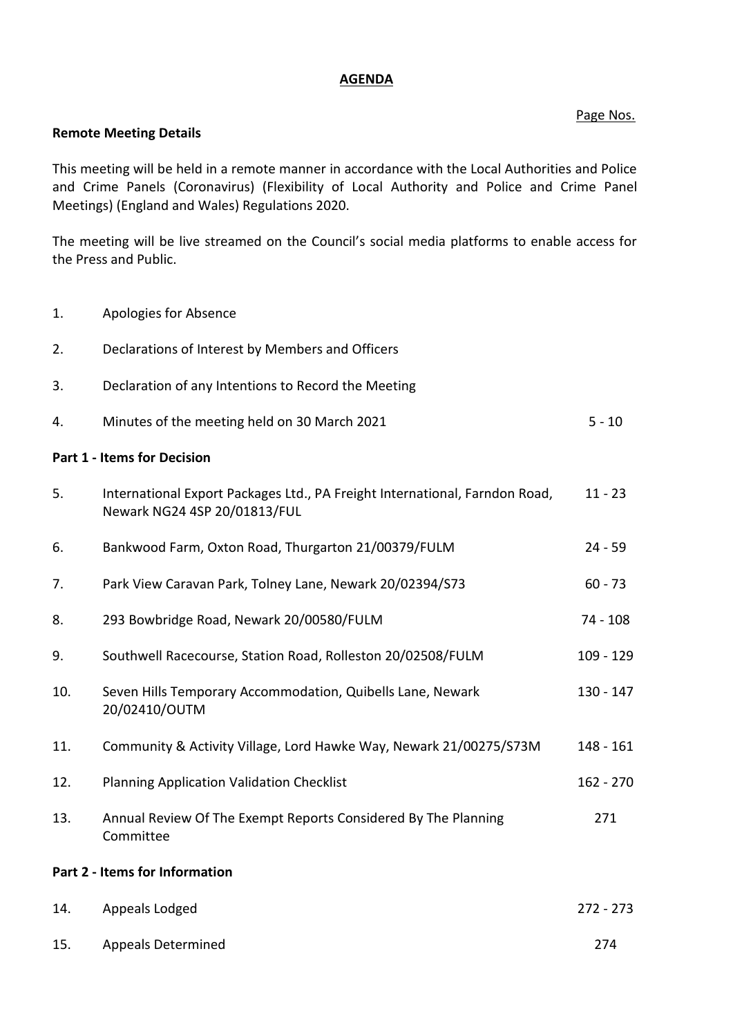# AGENDA

Page Nos.

**Remote Meeting Details**

This meeting will be held in a remote manner in accordance with the Local Authorities and Police and Crime Panels (Coronavirus) (Flexibility of Local Authority and Police and Crime Panel Meetings) (England and Wales) Regulations 2020.

The meeting will be live streamed on the Council's social media platforms to enable access for the Press and Public.

| | | |
|---|---|---|
| 1. | Apologies for Absence | |
| 2. | Declarations of Interest by Members and Officers | |
| 3. | Declaration of any Intentions to Record the Meeting | |
| 4. | Minutes of the meeting held on 30 March 2021 | 5 - 10 |

**Part 1 - Items for Decision**

| | | |
|---|---|---|
| 5. | International Export Packages Ltd., PA Freight International, Farndon Road, Newark NG24 4SP 20/01813/FUL | 11 - 23 |
| 6. | Bankwood Farm, Oxton Road, Thurgarton 21/00379/FULM | 24 - 59 |
| 7. | Park View Caravan Park, Tolney Lane, Newark 20/02394/S73 | 60 - 73 |
| 8. | 293 Bowbridge Road, Newark 20/00580/FULM | 74 - 108 |
| 9. | Southwell Racecourse, Station Road, Rolleston 20/02508/FULM | 109 - 129 |
| 10. | Seven Hills Temporary Accommodation, Quibells Lane, Newark 20/02410/OUTM | 130 - 147 |
| 11. | Community & Activity Village, Lord Hawke Way, Newark 21/00275/S73M | 148 - 161 |
| 12. | Planning Application Validation Checklist | 162 - 270 |
| 13. | Annual Review Of The Exempt Reports Considered By The Planning Committee | 271 |

**Part 2 - Items for Information**

| | | |
|---|---|---|
| 14. | Appeals Lodged | 272 - 273 |
| 15. | Appeals Determined | 274 |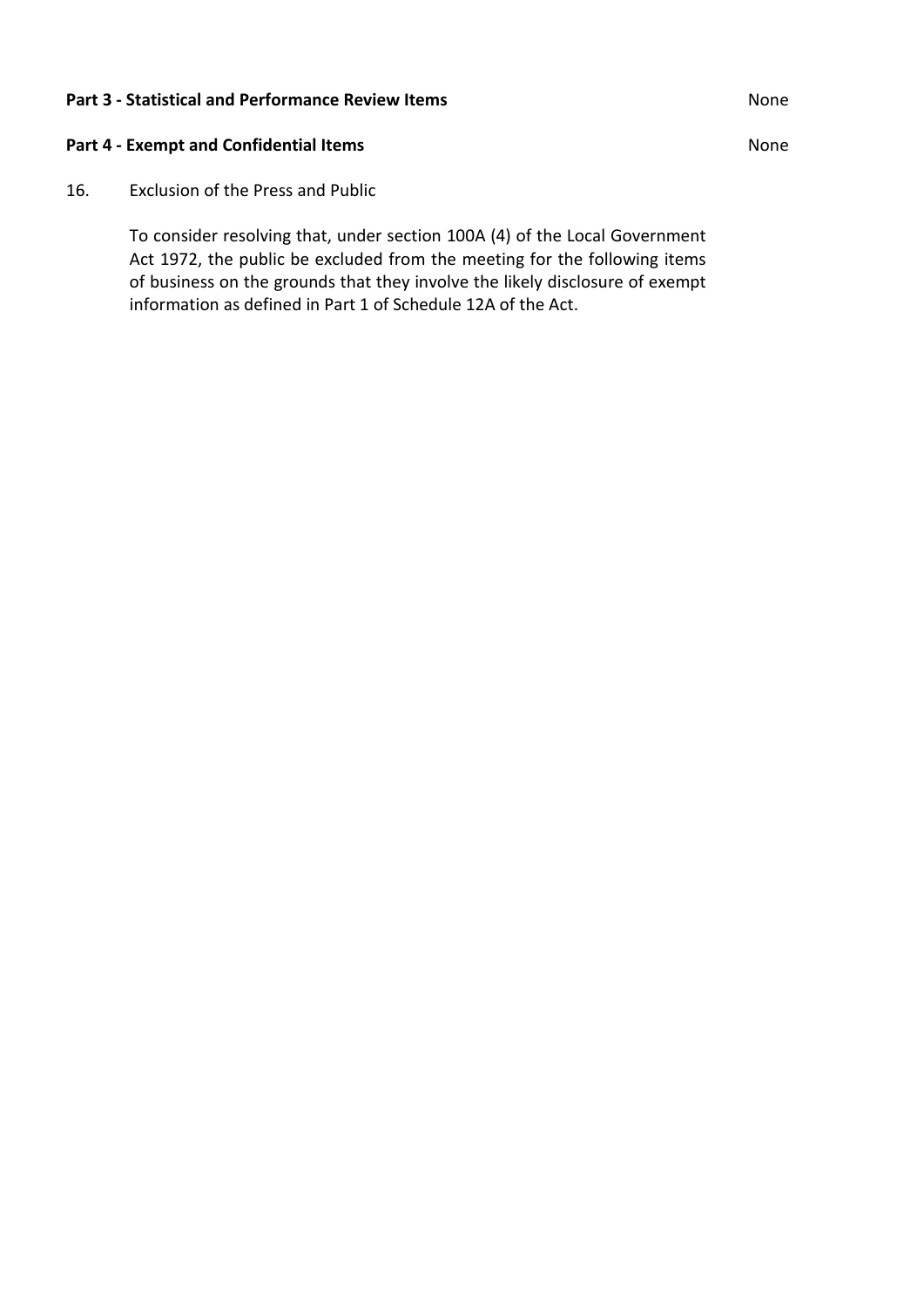**Part 3 - Statistical and Performance Review Items** None

**Part 4 - Exempt and Confidential Items** None

16. Exclusion of the Press and Public

To consider resolving that, under section 100A (4) of the Local Government Act 1972, the public be excluded from the meeting for the following items of business on the grounds that they involve the likely disclosure of exempt information as defined in Part 1 of Schedule 12A of the Act.